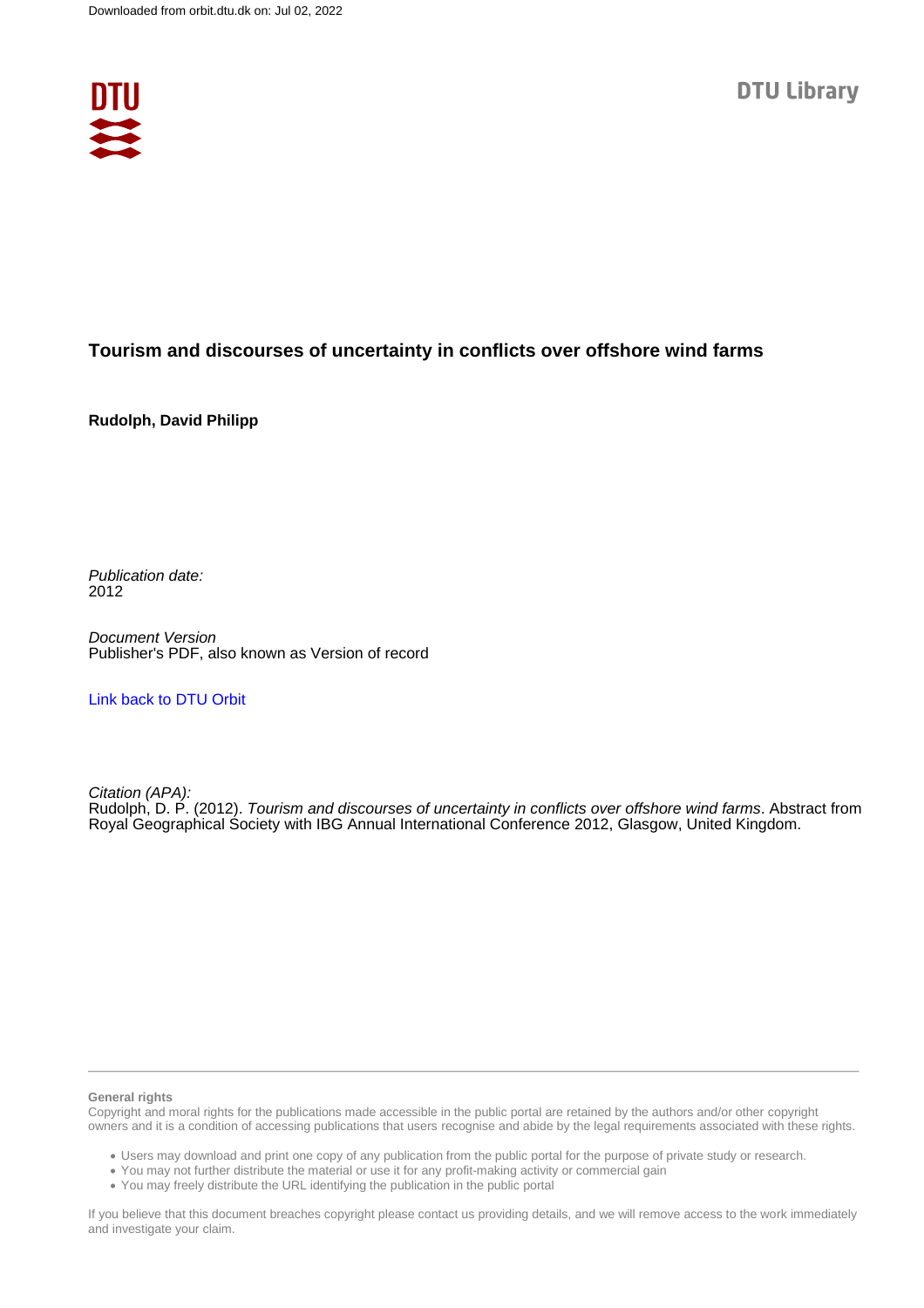Downloaded from orbit.dtu.dk on: Jul 02, 2022

DTU Library

# Tourism and discourses of uncertainty in conflicts over offshore wind farms

**Rudolph, David Philipp**

*Publication date:*
2012

*Document Version*
Publisher's PDF, also known as Version of record

Link back to DTU Orbit

*Citation (APA):*
Rudolph, D. P. (2012). *Tourism and discourses of uncertainty in conflicts over offshore wind farms*. Abstract from Royal Geographical Society with IBG Annual International Conference 2012, Glasgow, United Kingdom.

**General rights**

Copyright and moral rights for the publications made accessible in the public portal are retained by the authors and/or other copyright owners and it is a condition of accessing publications that users recognise and abide by the legal requirements associated with these rights.

- Users may download and print one copy of any publication from the public portal for the purpose of private study or research.
- You may not further distribute the material or use it for any profit-making activity or commercial gain
- You may freely distribute the URL identifying the publication in the public portal

If you believe that this document breaches copyright please contact us providing details, and we will remove access to the work immediately and investigate your claim.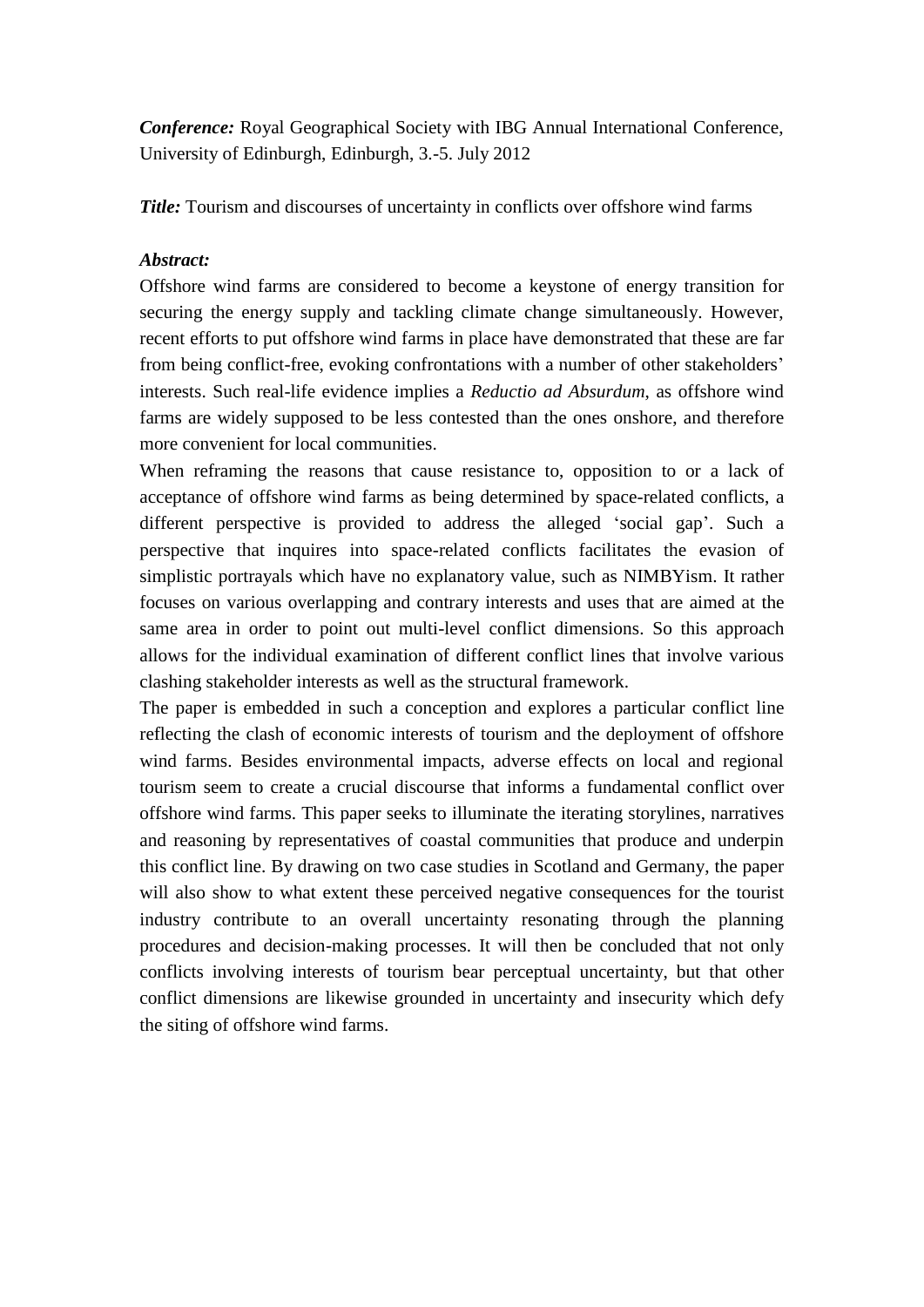***Conference:*** Royal Geographical Society with IBG Annual International Conference, University of Edinburgh, Edinburgh, 3.-5. July 2012

***Title:*** Tourism and discourses of uncertainty in conflicts over offshore wind farms

***Abstract:***

Offshore wind farms are considered to become a keystone of energy transition for securing the energy supply and tackling climate change simultaneously. However, recent efforts to put offshore wind farms in place have demonstrated that these are far from being conflict-free, evoking confrontations with a number of other stakeholders' interests. Such real-life evidence implies a *Reductio ad Absurdum*, as offshore wind farms are widely supposed to be less contested than the ones onshore, and therefore more convenient for local communities.

When reframing the reasons that cause resistance to, opposition to or a lack of acceptance of offshore wind farms as being determined by space-related conflicts, a different perspective is provided to address the alleged 'social gap'. Such a perspective that inquires into space-related conflicts facilitates the evasion of simplistic portrayals which have no explanatory value, such as NIMBYism. It rather focuses on various overlapping and contrary interests and uses that are aimed at the same area in order to point out multi-level conflict dimensions. So this approach allows for the individual examination of different conflict lines that involve various clashing stakeholder interests as well as the structural framework.

The paper is embedded in such a conception and explores a particular conflict line reflecting the clash of economic interests of tourism and the deployment of offshore wind farms. Besides environmental impacts, adverse effects on local and regional tourism seem to create a crucial discourse that informs a fundamental conflict over offshore wind farms. This paper seeks to illuminate the iterating storylines, narratives and reasoning by representatives of coastal communities that produce and underpin this conflict line. By drawing on two case studies in Scotland and Germany, the paper will also show to what extent these perceived negative consequences for the tourist industry contribute to an overall uncertainty resonating through the planning procedures and decision-making processes. It will then be concluded that not only conflicts involving interests of tourism bear perceptual uncertainty, but that other conflict dimensions are likewise grounded in uncertainty and insecurity which defy the siting of offshore wind farms.